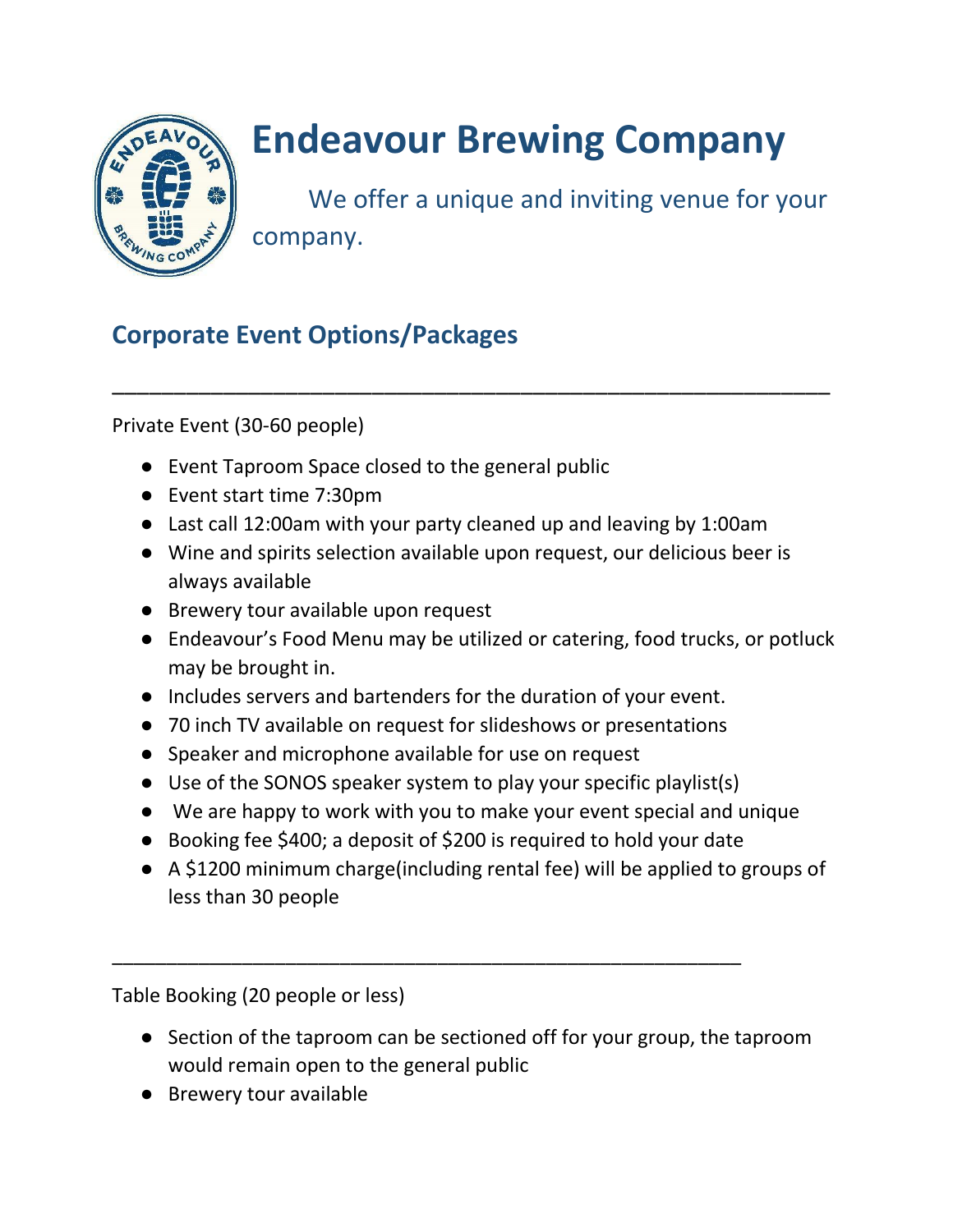# Endeavour Brewing Company

We offer a unique and inviting venue for your company.

## Corporate Event Options/Packages

---

Private Event (30-60 people)

- Event Taproom Space closed to the general public
- Event start time 7:30pm
- Last call 12:00am with your party cleaned up and leaving by 1:00am
- Wine and spirits selection available upon request, our delicious beer is always available
- Brewery tour available upon request
- Endeavour's Food Menu may be utilized or catering, food trucks, or potluck may be brought in.
- Includes servers and bartenders for the duration of your event.
- 70 inch TV available on request for slideshows or presentations
- Speaker and microphone available for use on request
- Use of the SONOS speaker system to play your specific playlist(s)
- We are happy to work with you to make your event special and unique
- Booking fee $400; a deposit of $200 is required to hold your date
- A $1200 minimum charge(including rental fee) will be applied to groups of less than 30 people

---

Table Booking (20 people or less)

- Section of the taproom can be sectioned off for your group, the taproom would remain open to the general public
- Brewery tour available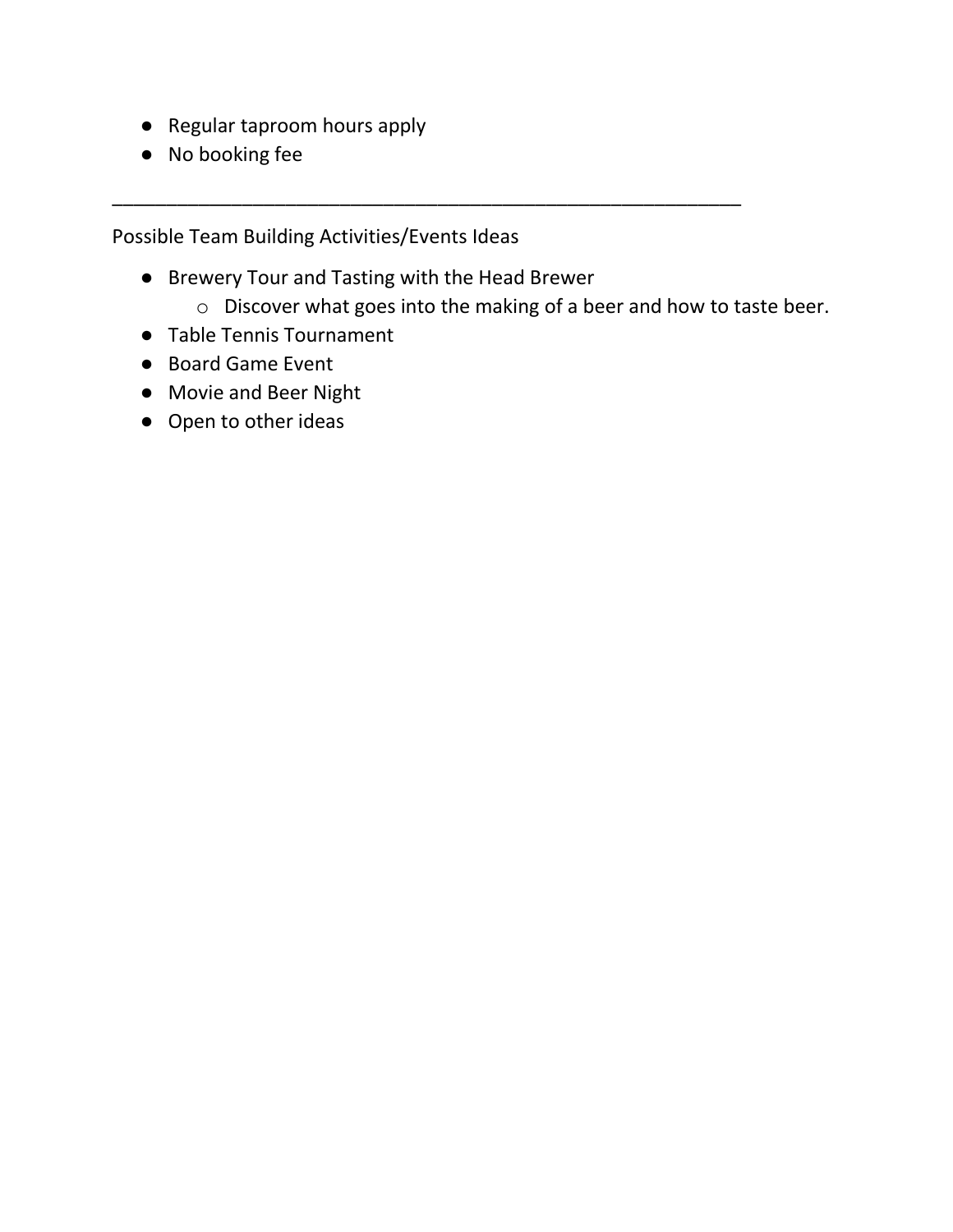- Regular taproom hours apply
- No booking fee

---

Possible Team Building Activities/Events Ideas

- Brewery Tour and Tasting with the Head Brewer
  - Discover what goes into the making of a beer and how to taste beer.
- Table Tennis Tournament
- Board Game Event
- Movie and Beer Night
- Open to other ideas